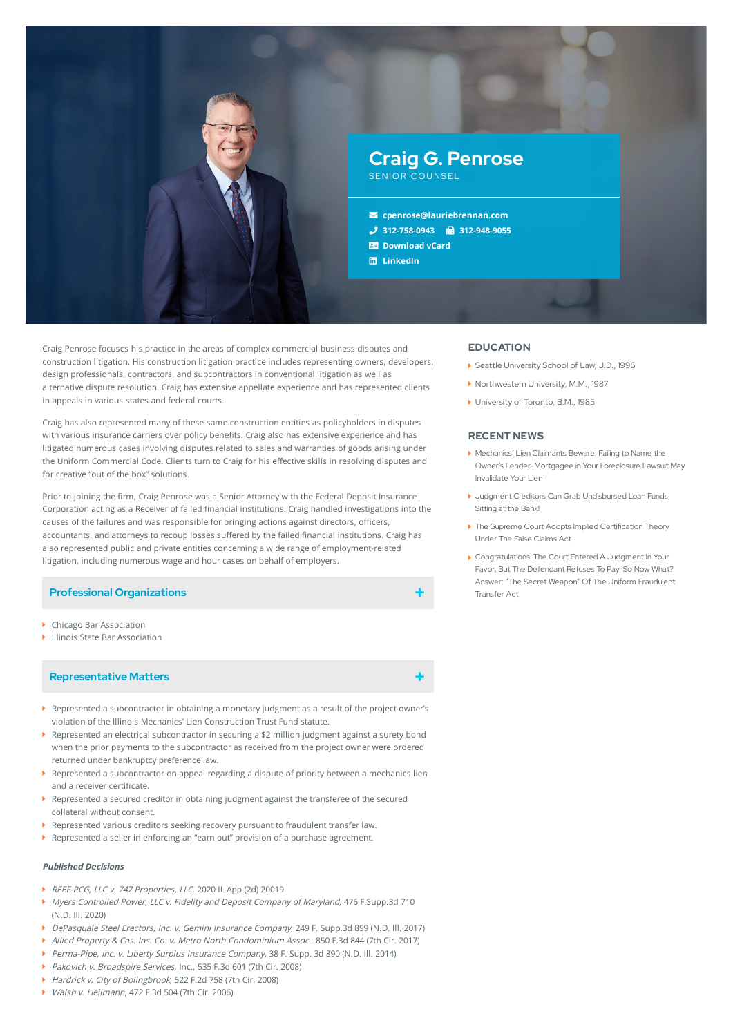# Craig G. Penrose

SENIOR COUNSEL

cpenrose@lauriebrennan.com

312-758-0943 312-948-9055

Download vCard

LinkedIn

Craig Penrose focuses his practice in the areas of complex commercial business disputes and construction litigation. His construction litigation practice includes representing owners, developers, design professionals, contractors, and subcontractors in conventional litigation as well as alternative dispute resolution. Craig has extensive appellate experience and has represented clients in appeals in various states and federal courts.

Craig has also represented many of these same construction entities as policyholders in disputes with various insurance carriers over policy benefits. Craig also has extensive experience and has litigated numerous cases involving disputes related to sales and warranties of goods arising under the Uniform Commercial Code. Clients turn to Craig for his effective skills in resolving disputes and for creative "out of the box" solutions.

Prior to joining the firm, Craig Penrose was a Senior Attorney with the Federal Deposit Insurance Corporation acting as a Receiver of failed financial institutions. Craig handled investigations into the causes of the failures and was responsible for bringing actions against directors, officers, accountants, and attorneys to recoup losses suffered by the failed financial institutions. Craig has also represented public and private entities concerning a wide range of employment-related litigation, including numerous wage and hour cases on behalf of employers.

## Professional Organizations

- Chicago Bar Association
- Illinois State Bar Association

## Representative Matters

- Represented a subcontractor in obtaining a monetary judgment as a result of the project owner's violation of the Illinois Mechanics' Lien Construction Trust Fund statute.
- Represented an electrical subcontractor in securing a $2 million judgment against a surety bond when the prior payments to the subcontractor as received from the project owner were ordered returned under bankruptcy preference law.
- Represented a subcontractor on appeal regarding a dispute of priority between a mechanics lien and a receiver certificate.
- Represented a secured creditor in obtaining judgment against the transferee of the secured collateral without consent.
- Represented various creditors seeking recovery pursuant to fraudulent transfer law.
- Represented a seller in enforcing an "earn out" provision of a purchase agreement.

***Published Decisions***

- *REEF-PCG, LLC v. 747 Properties, LLC*, 2020 IL App (2d) 20019
- *Myers Controlled Power, LLC v. Fidelity and Deposit Company of Maryland*, 476 F.Supp.3d 710 (N.D. Ill. 2020)
- *DePasquale Steel Erectors, Inc. v. Gemini Insurance Company*, 249 F. Supp.3d 899 (N.D. Ill. 2017)
- *Allied Property & Cas. Ins. Co. v. Metro North Condominium Assoc.*, 850 F.3d 844 (7th Cir. 2017)
- *Perma-Pipe, Inc. v. Liberty Surplus Insurance Company*, 38 F. Supp. 3d 890 (N.D. Ill. 2014)
- *Pakovich v. Broadspire Services*, Inc., 535 F.3d 601 (7th Cir. 2008)
- *Hardrick v. City of Bolingbrook*, 522 F.2d 758 (7th Cir. 2008)
- *Walsh v. Heilmann*, 472 F.3d 504 (7th Cir. 2006)

## EDUCATION

- Seattle University School of Law, J.D., 1996
- Northwestern University, M.M., 1987
- University of Toronto, B.M., 1985

## RECENT NEWS

- Mechanics' Lien Claimants Beware: Failing to Name the Owner's Lender-Mortgagee in Your Foreclosure Lawsuit May Invalidate Your Lien
- Judgment Creditors Can Grab Undisbursed Loan Funds Sitting at the Bank!
- The Supreme Court Adopts Implied Certification Theory Under The False Claims Act
- Congratulations! The Court Entered A Judgment In Your Favor, But The Defendant Refuses To Pay, So Now What? Answer: "The Secret Weapon" Of The Uniform Fraudulent Transfer Act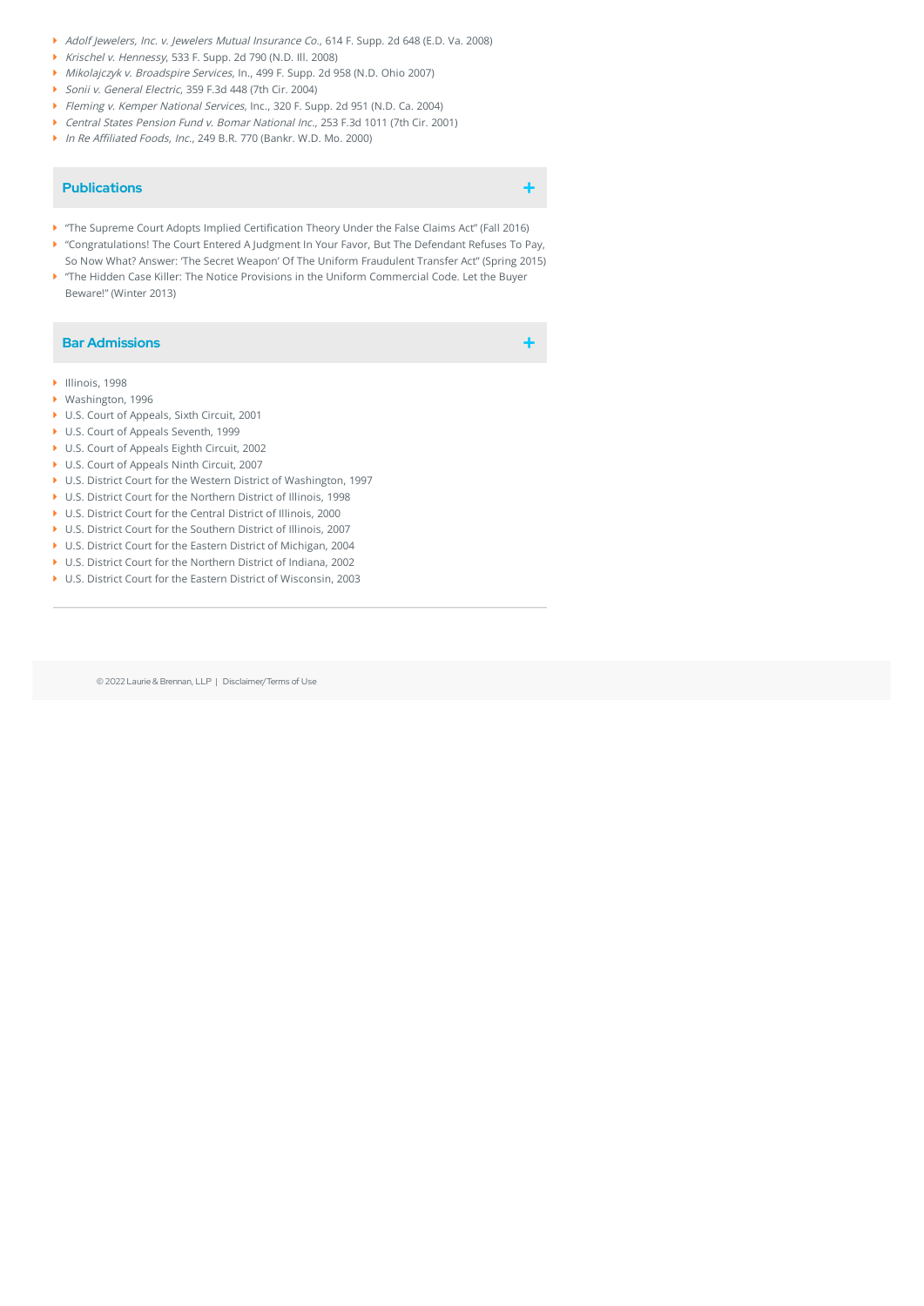- *Adolf Jewelers, Inc. v. Jewelers Mutual Insurance Co.*, 614 F. Supp. 2d 648 (E.D. Va. 2008)
- *Krischel v. Hennessy*, 533 F. Supp. 2d 790 (N.D. Ill. 2008)
- *Mikolajczyk v. Broadspire Services*, In., 499 F. Supp. 2d 958 (N.D. Ohio 2007)
- *Sonii v. General Electric*, 359 F.3d 448 (7th Cir. 2004)
- *Fleming v. Kemper National Services*, Inc., 320 F. Supp. 2d 951 (N.D. Ca. 2004)
- *Central States Pension Fund v. Bomar National Inc.*, 253 F.3d 1011 (7th Cir. 2001)
- *In Re Affiliated Foods, Inc.*, 249 B.R. 770 (Bankr. W.D. Mo. 2000)

## Publications

- "The Supreme Court Adopts Implied Certification Theory Under the False Claims Act" (Fall 2016)
- "Congratulations! The Court Entered A Judgment In Your Favor, But The Defendant Refuses To Pay, So Now What? Answer: 'The Secret Weapon' Of The Uniform Fraudulent Transfer Act" (Spring 2015)
- "The Hidden Case Killer: The Notice Provisions in the Uniform Commercial Code. Let the Buyer Beware!" (Winter 2013)

## Bar Admissions

- Illinois, 1998
- Washington, 1996
- U.S. Court of Appeals, Sixth Circuit, 2001
- U.S. Court of Appeals Seventh, 1999
- U.S. Court of Appeals Eighth Circuit, 2002
- U.S. Court of Appeals Ninth Circuit, 2007
- U.S. District Court for the Western District of Washington, 1997
- U.S. District Court for the Northern District of Illinois, 1998
- U.S. District Court for the Central District of Illinois, 2000
- U.S. District Court for the Southern District of Illinois, 2007
- U.S. District Court for the Eastern District of Michigan, 2004
- U.S. District Court for the Northern District of Indiana, 2002
- U.S. District Court for the Eastern District of Wisconsin, 2003

© 2022 Laurie & Brennan, LLP | Disclaimer/Terms of Use